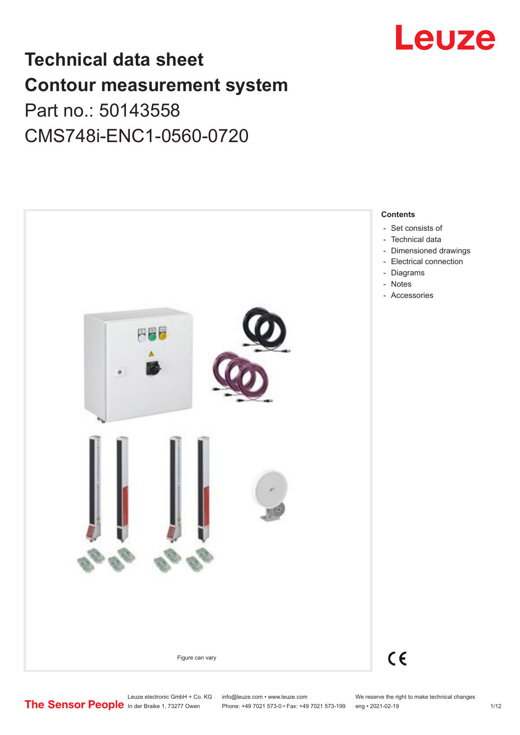# Technical data sheet

# Contour measurement system

Part no.: 50143558

CMS748i-ENC1-0560-0720

Figure can vary

**Contents**

- Set consists of
- Technical data
- Dimensioned drawings
- Electrical connection
- Diagrams
- Notes
- Accessories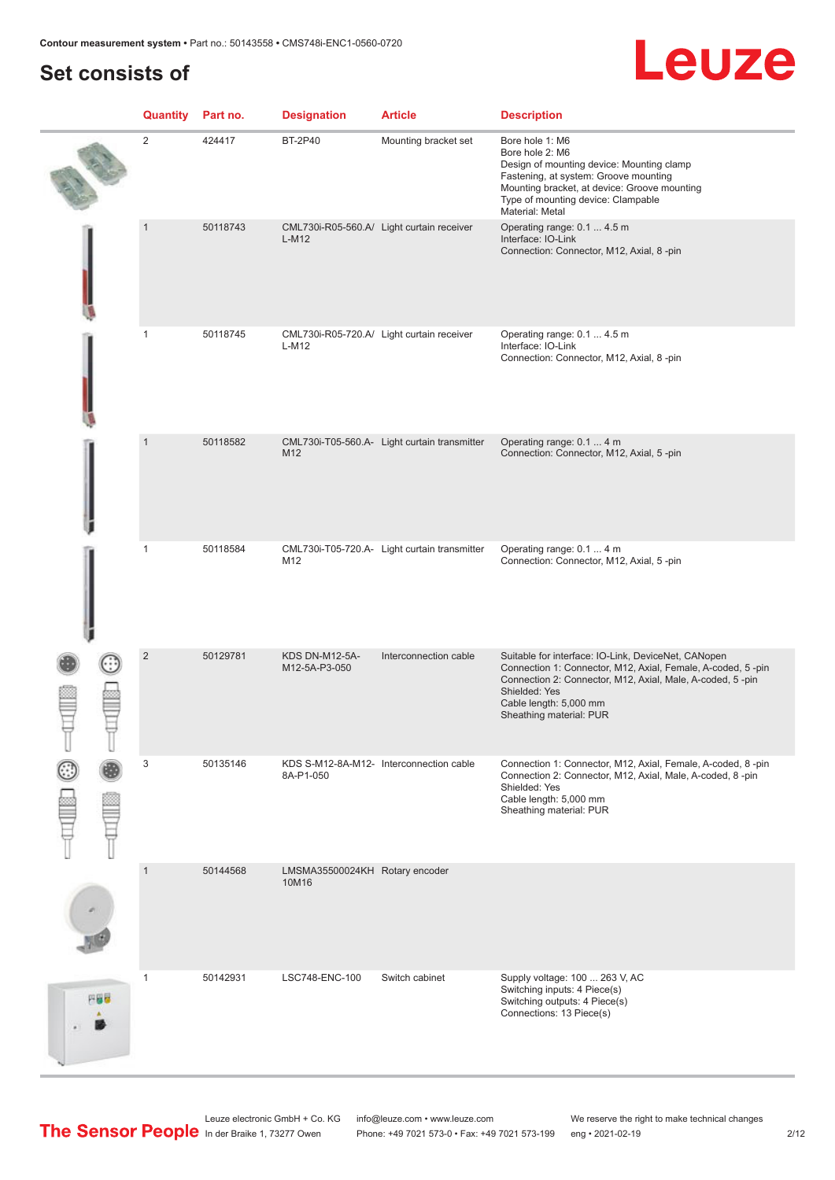## Set consists of

| Quantity | Part no. | Designation | Article | Description |
|---|---|---|---|---|
| 2 | 424417 | BT-2P40 | Mounting bracket set | Bore hole 1: M6<br>Bore hole 2: M6<br>Design of mounting device: Mounting clamp<br>Fastening, at system: Groove mounting<br>Mounting bracket, at device: Groove mounting<br>Type of mounting device: Clampable<br>Material: Metal |
| 1 | 50118743 | CML730i-R05-560.A/L-M12 | Light curtain receiver | Operating range: 0.1 ... 4.5 m<br>Interface: IO-Link<br>Connection: Connector, M12, Axial, 8 -pin |
| 1 | 50118745 | CML730i-R05-720.A/L-M12 | Light curtain receiver | Operating range: 0.1 ... 4.5 m<br>Interface: IO-Link<br>Connection: Connector, M12, Axial, 8 -pin |
| 1 | 50118582 | CML730i-T05-560.A-M12 | Light curtain transmitter | Operating range: 0.1 ... 4 m<br>Connection: Connector, M12, Axial, 5 -pin |
| 1 | 50118584 | CML730i-T05-720.A-M12 | Light curtain transmitter | Operating range: 0.1 ... 4 m<br>Connection: Connector, M12, Axial, 5 -pin |
| 2 | 50129781 | KDS DN-M12-5A-M12-5A-P3-050 | Interconnection cable | Suitable for interface: IO-Link, DeviceNet, CANopen<br>Connection 1: Connector, M12, Axial, Female, A-coded, 5 -pin<br>Connection 2: Connector, M12, Axial, Male, A-coded, 5 -pin<br>Shielded: Yes<br>Cable length: 5,000 mm<br>Sheathing material: PUR |
| 3 | 50135146 | KDS S-M12-8A-M12-8A-P1-050 | Interconnection cable | Connection 1: Connector, M12, Axial, Female, A-coded, 8 -pin<br>Connection 2: Connector, M12, Axial, Male, A-coded, 8 -pin<br>Shielded: Yes<br>Cable length: 5,000 mm<br>Sheathing material: PUR |
| 1 | 50144568 | LMSMA35500024KH10M16 | Rotary encoder | |
| 1 | 50142931 | LSC748-ENC-100 | Switch cabinet | Supply voltage: 100 ... 263 V, AC<br>Switching inputs: 4 Piece(s)<br>Switching outputs: 4 Piece(s)<br>Connections: 13 Piece(s) |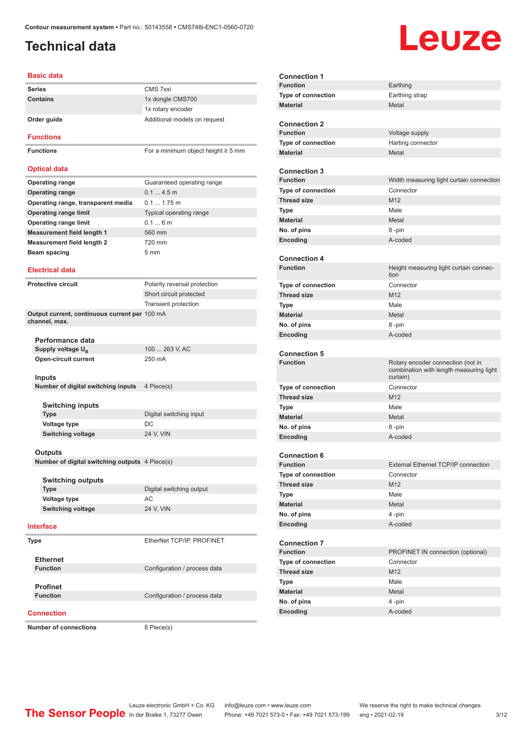Contour measurement system • Part no.: 50143558 • CMS748i-ENC1-0560-0720

# Technical data

## Basic data

| | |
|---|---|
| Series | CMS 7xxi |
| Contains | 1x dongle CMS700 |
| | 1x rotary encoder |
| Order guide | Additional models on request |

## Functions

| | |
|---|---|
| Functions | For a minimum object height ≥ 5 mm |

## Optical data

| | |
|---|---|
| Operating range | Guaranteed operating range |
| Operating range | 0.1 ... 4.5 m |
| Operating range, transparent media | 0.1 ... 1.75 m |
| Operating range limit | Typical operating range |
| Operating range limit | 0.1 ... 6 m |
| Measurement field length 1 | 560 mm |
| Measurement field length 2 | 720 mm |
| Beam spacing | 5 mm |

## Electrical data

| | |
|---|---|
| Protective circuit | Polarity reversal protection |
| | Short circuit protected |
| | Transient protection |
| Output current, continuous current per channel, max. | 100 mA |

### Performance data

| | |
|---|---|
| Supply voltage $U_B$ | 100 ... 263 V, AC |
| Open-circuit current | 250 mA |

### Inputs

| | |
|---|---|
| Number of digital switching inputs | 4 Piece(s) |

#### Switching inputs

| | |
|---|---|
| Type | Digital switching input |
| Voltage type | DC |
| Switching voltage | 24 V, VIN |

### Outputs

| | |
|---|---|
| Number of digital switching outputs | 4 Piece(s) |

#### Switching outputs

| | |
|---|---|
| Type | Digital switching output |
| Voltage type | AC |
| Switching voltage | 24 V, VIN |

## Interface

| | |
|---|---|
| Type | EtherNet TCP/IP, PROFINET |

### Ethernet

| | |
|---|---|
| Function | Configuration / process data |

### Profinet

| | |
|---|---|
| Function | Configuration / process data |

## Connection

| | |
|---|---|
| Number of connections | 8 Piece(s) |

### Connection 1

| | |
|---|---|
| Function | Earthing |
| Type of connection | Earthing strap |
| Material | Metal |

### Connection 2

| | |
|---|---|
| Function | Voltage supply |
| Type of connection | Harting connector |
| Material | Metal |

### Connection 3

| | |
|---|---|
| Function | Width measuring light curtain connection |
| Type of connection | Connector |
| Thread size | M12 |
| Type | Male |
| Material | Metal |
| No. of pins | 8 -pin |
| Encoding | A-coded |

### Connection 4

| | |
|---|---|
| Function | Height measuring light curtain connection |
| Type of connection | Connector |
| Thread size | M12 |
| Type | Male |
| Material | Metal |
| No. of pins | 8 -pin |
| Encoding | A-coded |

### Connection 5

| | |
|---|---|
| Function | Rotary encoder connection (not in combination with length measuring light curtain) |
| Type of connection | Connector |
| Thread size | M12 |
| Type | Male |
| Material | Metal |
| No. of pins | 8 -pin |
| Encoding | A-coded |

### Connection 6

| | |
|---|---|
| Function | External Ethernet TCP/IP connection |
| Type of connection | Connector |
| Thread size | M12 |
| Type | Male |
| Material | Metal |
| No. of pins | 4 -pin |
| Encoding | A-coded |

### Connection 7

| | |
|---|---|
| Function | PROFINET IN connection (optional) |
| Type of connection | Connector |
| Thread size | M12 |
| Type | Male |
| Material | Metal |
| No. of pins | 4 -pin |
| Encoding | A-coded |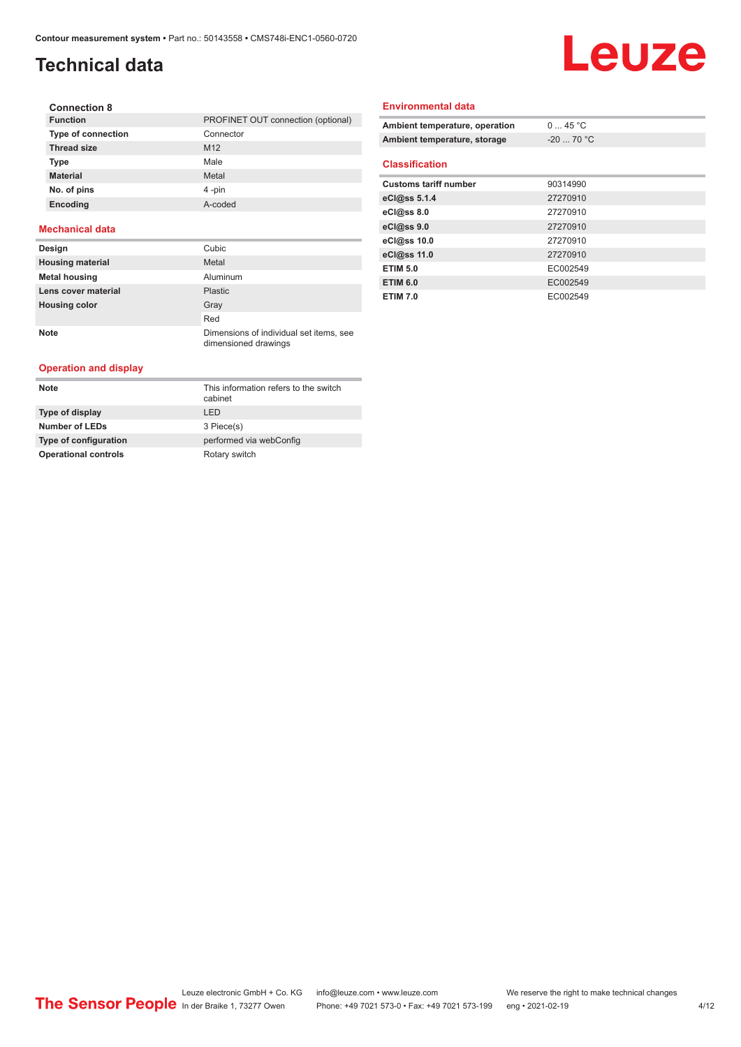# Technical data

#### Connection 8

| | |
|---|---|
| **Function** | PROFINET OUT connection (optional) |
| **Type of connection** | Connector |
| **Thread size** | M12 |
| **Type** | Male |
| **Material** | Metal |
| **No. of pins** | 4 -pin |
| **Encoding** | A-coded |

### Mechanical data

| | |
|---|---|
| **Design** | Cubic |
| **Housing material** | Metal |
| **Metal housing** | Aluminum |
| **Lens cover material** | Plastic |
| **Housing color** | Gray |
| | Red |
| **Note** | Dimensions of individual set items, see dimensioned drawings |

### Operation and display

| | |
|---|---|
| **Note** | This information refers to the switch cabinet |
| **Type of display** | LED |
| **Number of LEDs** | 3 Piece(s) |
| **Type of configuration** | performed via webConfig |
| **Operational controls** | Rotary switch |

### Environmental data

| | |
|---|---|
| **Ambient temperature, operation** | 0 ... 45 °C |
| **Ambient temperature, storage** | -20 ... 70 °C |

### Classification

| | |
|---|---|
| **Customs tariff number** | 90314990 |
| **eCl@ss 5.1.4** | 27270910 |
| **eCl@ss 8.0** | 27270910 |
| **eCl@ss 9.0** | 27270910 |
| **eCl@ss 10.0** | 27270910 |
| **eCl@ss 11.0** | 27270910 |
| **ETIM 5.0** | EC002549 |
| **ETIM 6.0** | EC002549 |
| **ETIM 7.0** | EC002549 |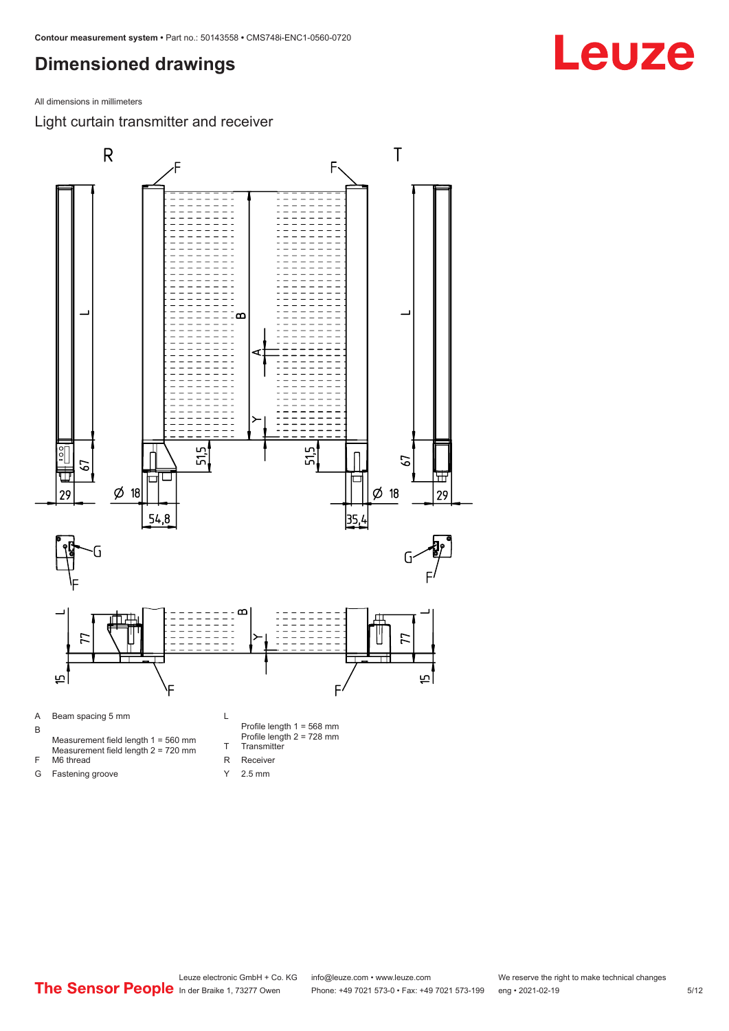# Dimensioned drawings

All dimensions in millimeters

## Light curtain transmitter and receiver

- A Beam spacing 5 mm
- B Measurement field length 1 = 560 mm
  Measurement field length 2 = 720 mm
- F M6 thread
- G Fastening groove
- L Profile length 1 = 568 mm
  Profile length 2 = 728 mm
- T Transmitter
- R Receiver
- Y 2.5 mm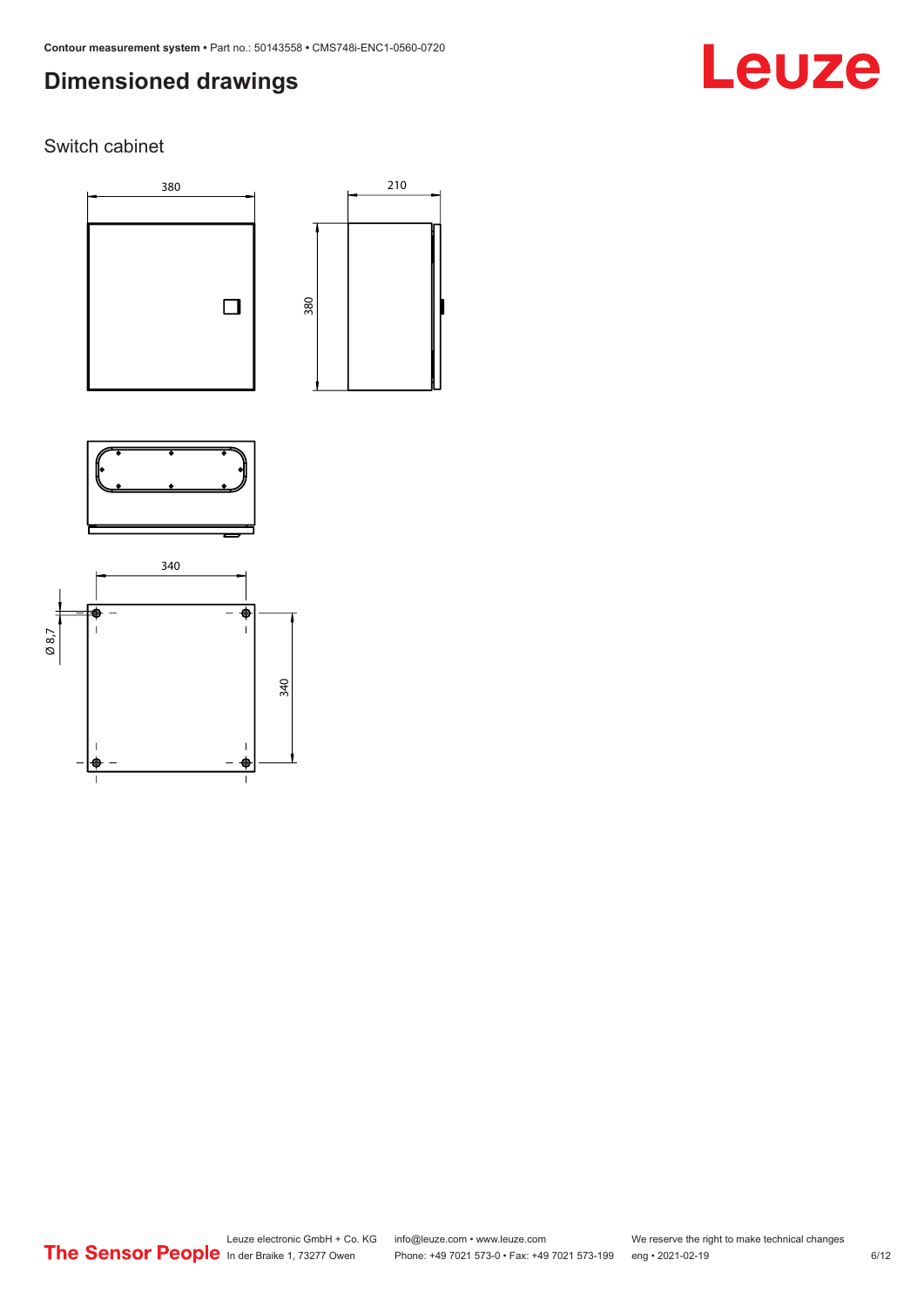## Dimensioned drawings

### Switch cabinet

380

210

380

340

Ø 8,7

340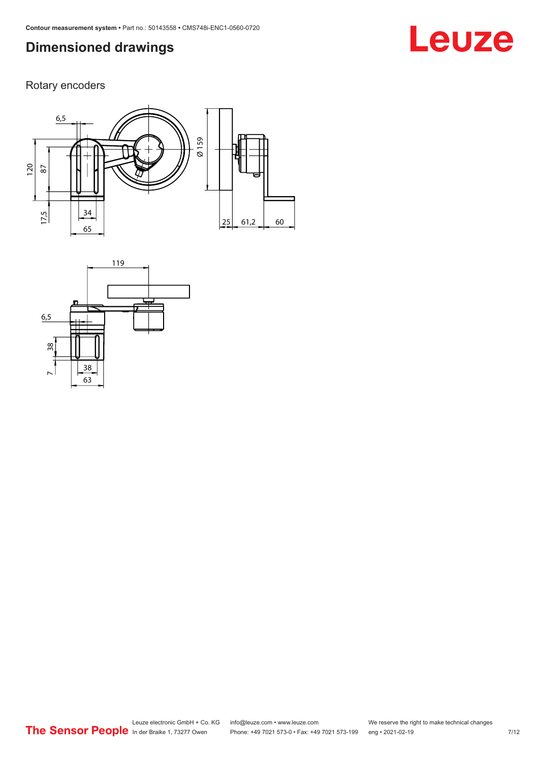## Dimensioned drawings

Rotary encoders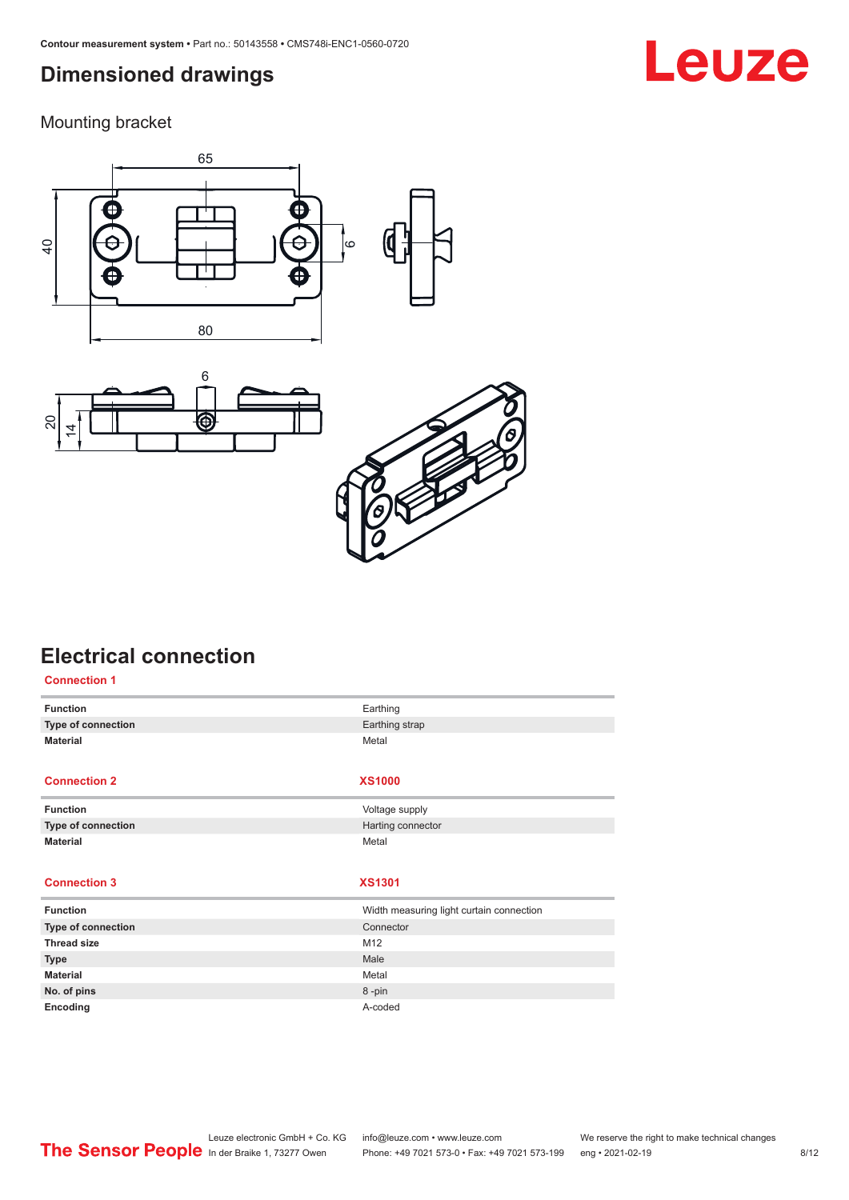## Dimensioned drawings

### Mounting bracket

## Electrical connection

**Connection 1**

| | |
|---|---|
| **Function** | Earthing |
| **Type of connection** | Earthing strap |
| **Material** | Metal |

| **Connection 2** | **XS1000** |
|---|---|
| **Function** | Voltage supply |
| **Type of connection** | Harting connector |
| **Material** | Metal |

| **Connection 3** | **XS1301** |
|---|---|
| **Function** | Width measuring light curtain connection |
| **Type of connection** | Connector |
| **Thread size** | M12 |
| **Type** | Male |
| **Material** | Metal |
| **No. of pins** | 8 -pin |
| **Encoding** | A-coded |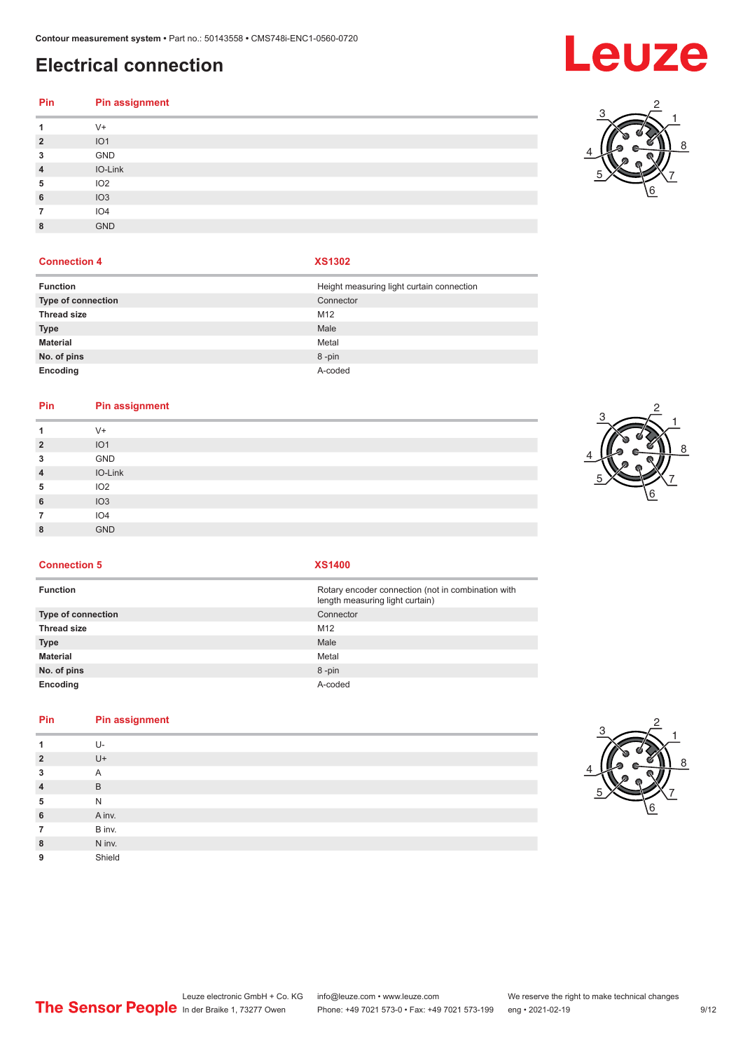# Electrical connection

| Pin | Pin assignment |
|---|---|
| 1 | V+ |
| 2 | IO1 |
| 3 | GND |
| 4 | IO-Link |
| 5 | IO2 |
| 6 | IO3 |
| 7 | IO4 |
| 8 | GND |

| Connection 4 | XS1302 |
|---|---|
| Function | Height measuring light curtain connection |
| Type of connection | Connector |
| Thread size | M12 |
| Type | Male |
| Material | Metal |
| No. of pins | 8 -pin |
| Encoding | A-coded |

| Pin | Pin assignment |
|---|---|
| 1 | V+ |
| 2 | IO1 |
| 3 | GND |
| 4 | IO-Link |
| 5 | IO2 |
| 6 | IO3 |
| 7 | IO4 |
| 8 | GND |

| Connection 5 | XS1400 |
|---|---|
| Function | Rotary encoder connection (not in combination with length measuring light curtain) |
| Type of connection | Connector |
| Thread size | M12 |
| Type | Male |
| Material | Metal |
| No. of pins | 8 -pin |
| Encoding | A-coded |

| Pin | Pin assignment |
|---|---|
| 1 | U- |
| 2 | U+ |
| 3 | A |
| 4 | B |
| 5 | N |
| 6 | A inv. |
| 7 | B inv. |
| 8 | N inv. |
| 9 | Shield |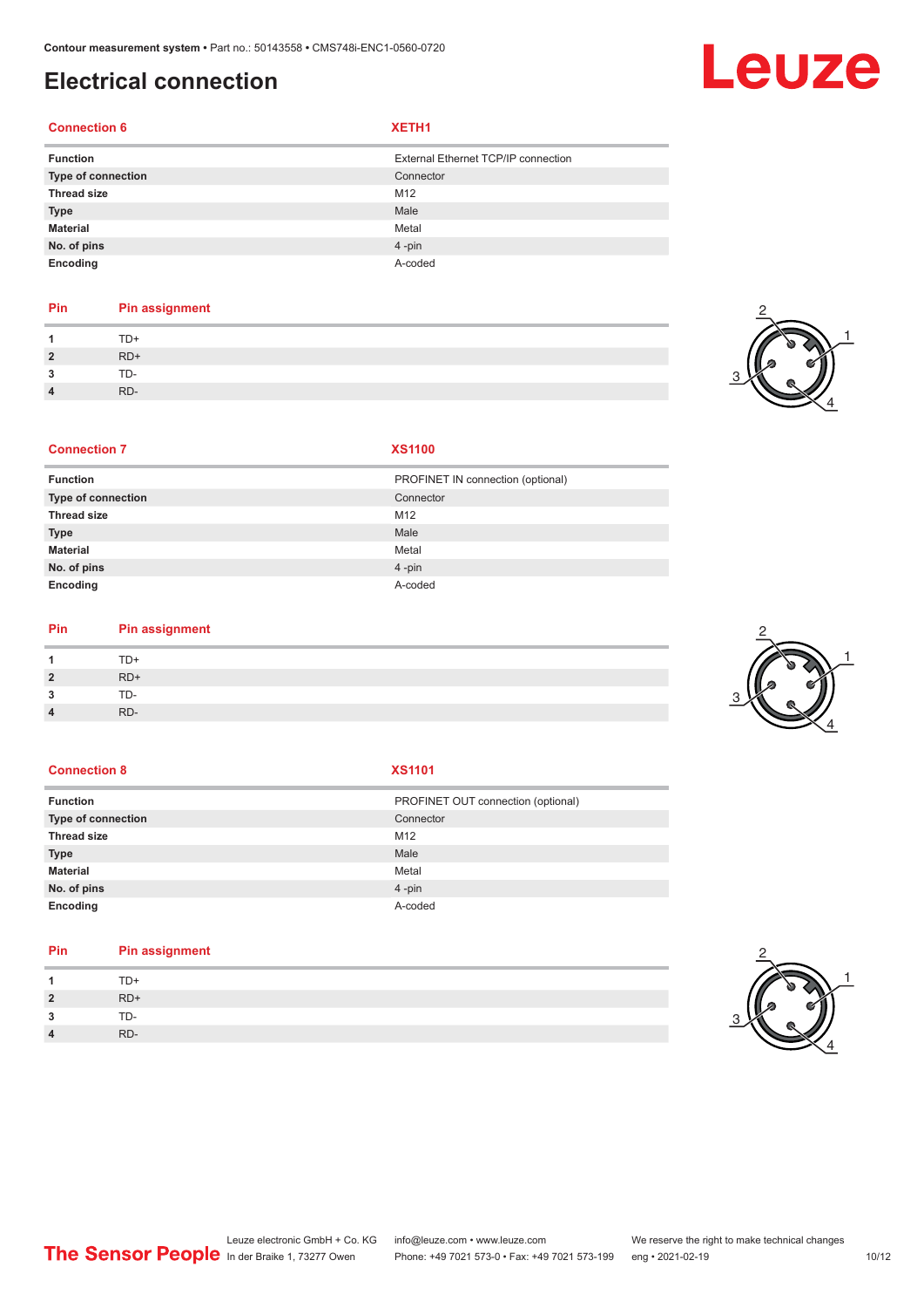# Electrical connection

| Connection 6 | XETH1 |
|---|---|
| **Function** | External Ethernet TCP/IP connection |
| **Type of connection** | Connector |
| **Thread size** | M12 |
| **Type** | Male |
| **Material** | Metal |
| **No. of pins** | 4 -pin |
| **Encoding** | A-coded |

| Pin | Pin assignment |
|---|---|
| **1** | TD+ |
| **2** | RD+ |
| **3** | TD- |
| **4** | RD- |

| Connection 7 | XS1100 |
|---|---|
| **Function** | PROFINET IN connection (optional) |
| **Type of connection** | Connector |
| **Thread size** | M12 |
| **Type** | Male |
| **Material** | Metal |
| **No. of pins** | 4 -pin |
| **Encoding** | A-coded |

| Pin | Pin assignment |
|---|---|
| **1** | TD+ |
| **2** | RD+ |
| **3** | TD- |
| **4** | RD- |

| Connection 8 | XS1101 |
|---|---|
| **Function** | PROFINET OUT connection (optional) |
| **Type of connection** | Connector |
| **Thread size** | M12 |
| **Type** | Male |
| **Material** | Metal |
| **No. of pins** | 4 -pin |
| **Encoding** | A-coded |

| Pin | Pin assignment |
|---|---|
| **1** | TD+ |
| **2** | RD+ |
| **3** | TD- |
| **4** | RD- |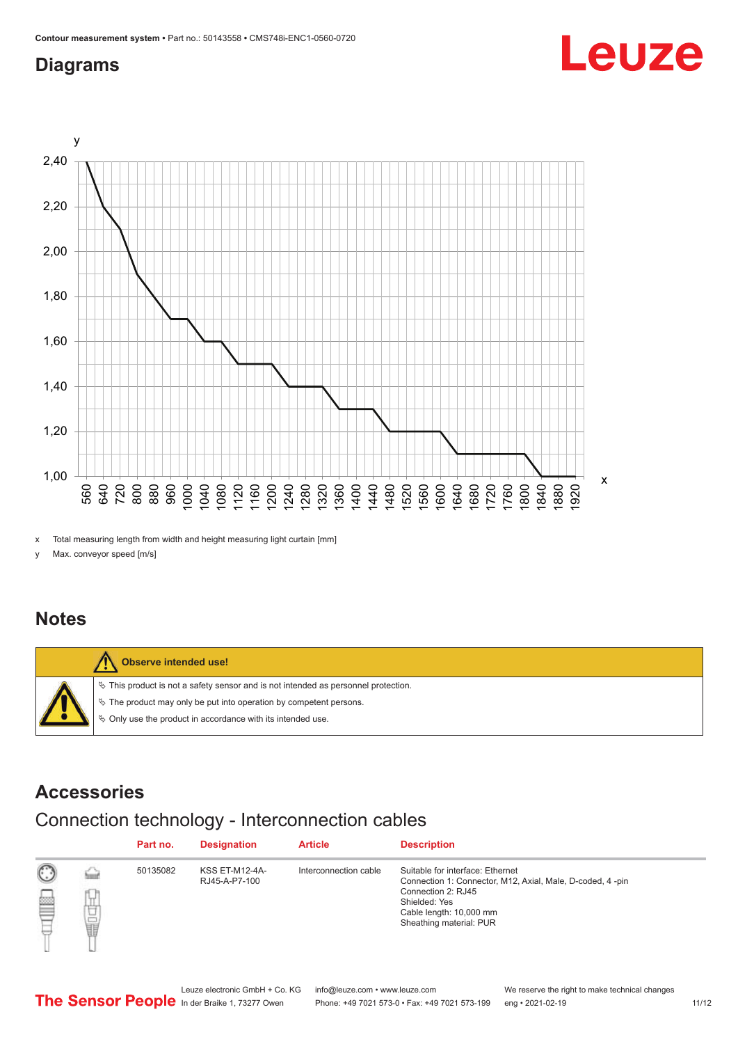## Diagrams

x Total measuring length from width and height measuring light curtain [mm]

y Max. conveyor speed [m/s]

## Notes

**Observe intended use!**

- ✎ This product is not a safety sensor and is not intended as personnel protection.
- ✎ The product may only be put into operation by competent persons.
- ✎ Only use the product in accordance with its intended use.

## Accessories

### Connection technology - Interconnection cables

| Part no. | Designation | Article | Description |
|---|---|---|---|
| 50135082 | KSS ET-M12-4A-RJ45-A-P7-100 | Interconnection cable | Suitable for interface: Ethernet<br>Connection 1: Connector, M12, Axial, Male, D-coded, 4 -pin<br>Connection 2: RJ45<br>Shielded: Yes<br>Cable length: 10,000 mm<br>Sheathing material: PUR |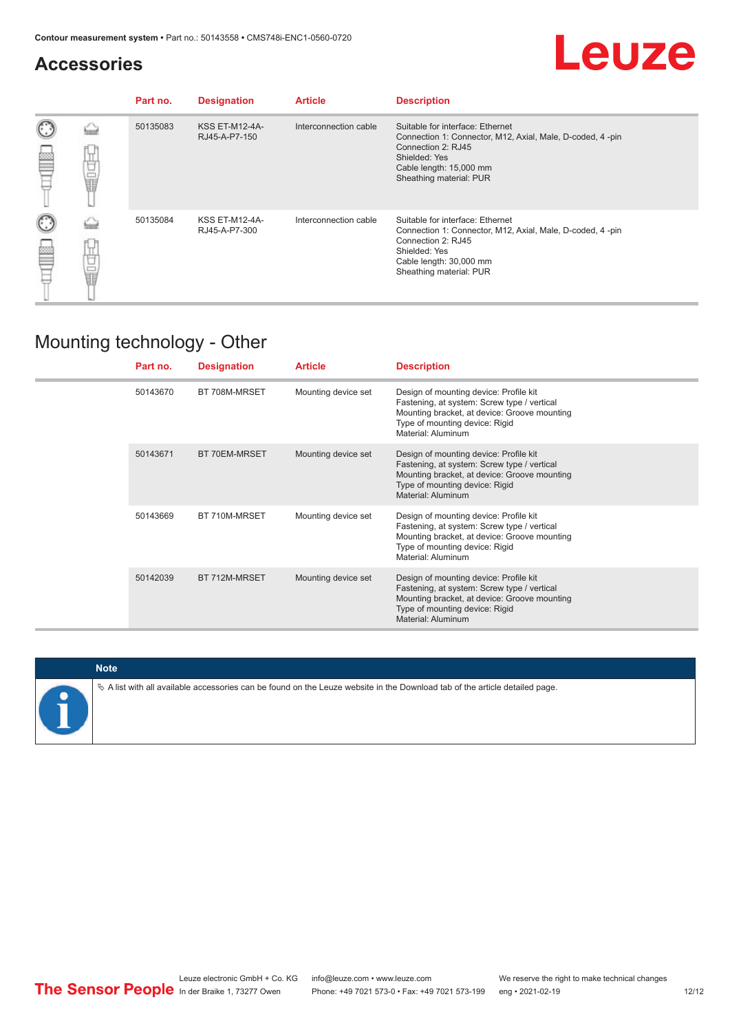## Accessories

| Part no. | Designation | Article | Description |
| --- | --- | --- | --- |
| 50135083 | KSS ET-M12-4A-RJ45-A-P7-150 | Interconnection cable | Suitable for interface: Ethernet<br>Connection 1: Connector, M12, Axial, Male, D-coded, 4 -pin<br>Connection 2: RJ45<br>Shielded: Yes<br>Cable length: 15,000 mm<br>Sheathing material: PUR |
| 50135084 | KSS ET-M12-4A-RJ45-A-P7-300 | Interconnection cable | Suitable for interface: Ethernet<br>Connection 1: Connector, M12, Axial, Male, D-coded, 4 -pin<br>Connection 2: RJ45<br>Shielded: Yes<br>Cable length: 30,000 mm<br>Sheathing material: PUR |

## Mounting technology - Other

| Part no. | Designation | Article | Description |
| --- | --- | --- | --- |
| 50143670 | BT 708M-MRSET | Mounting device set | Design of mounting device: Profile kit<br>Fastening, at system: Screw type / vertical<br>Mounting bracket, at device: Groove mounting<br>Type of mounting device: Rigid<br>Material: Aluminum |
| 50143671 | BT 70EM-MRSET | Mounting device set | Design of mounting device: Profile kit<br>Fastening, at system: Screw type / vertical<br>Mounting bracket, at device: Groove mounting<br>Type of mounting device: Rigid<br>Material: Aluminum |
| 50143669 | BT 710M-MRSET | Mounting device set | Design of mounting device: Profile kit<br>Fastening, at system: Screw type / vertical<br>Mounting bracket, at device: Groove mounting<br>Type of mounting device: Rigid<br>Material: Aluminum |
| 50142039 | BT 712M-MRSET | Mounting device set | Design of mounting device: Profile kit<br>Fastening, at system: Screw type / vertical<br>Mounting bracket, at device: Groove mounting<br>Type of mounting device: Rigid<br>Material: Aluminum |

**Note**

↳ A list with all available accessories can be found on the Leuze website in the Download tab of the article detailed page.